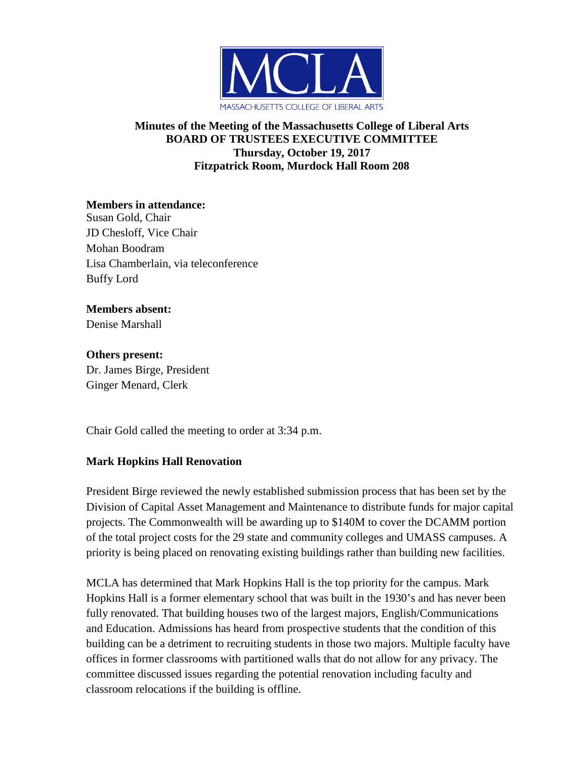MCLA

MASSACHUSETTS COLLEGE OF LIBERAL ARTS

**Minutes of the Meeting of the Massachusetts College of Liberal Arts**
**BOARD OF TRUSTEES EXECUTIVE COMMITTEE**
**Thursday, October 19, 2017**
**Fitzpatrick Room, Murdock Hall Room 208**

**Members in attendance:**
Susan Gold, Chair
JD Chesloff, Vice Chair
Mohan Boodram
Lisa Chamberlain, via teleconference
Buffy Lord

**Members absent:**
Denise Marshall

**Others present:**
Dr. James Birge, President
Ginger Menard, Clerk

Chair Gold called the meeting to order at 3:34 p.m.

**Mark Hopkins Hall Renovation**

President Birge reviewed the newly established submission process that has been set by the Division of Capital Asset Management and Maintenance to distribute funds for major capital projects. The Commonwealth will be awarding up to $140M to cover the DCAMM portion of the total project costs for the 29 state and community colleges and UMASS campuses. A priority is being placed on renovating existing buildings rather than building new facilities.

MCLA has determined that Mark Hopkins Hall is the top priority for the campus. Mark Hopkins Hall is a former elementary school that was built in the 1930's and has never been fully renovated. That building houses two of the largest majors, English/Communications and Education. Admissions has heard from prospective students that the condition of this building can be a detriment to recruiting students in those two majors. Multiple faculty have offices in former classrooms with partitioned walls that do not allow for any privacy. The committee discussed issues regarding the potential renovation including faculty and classroom relocations if the building is offline.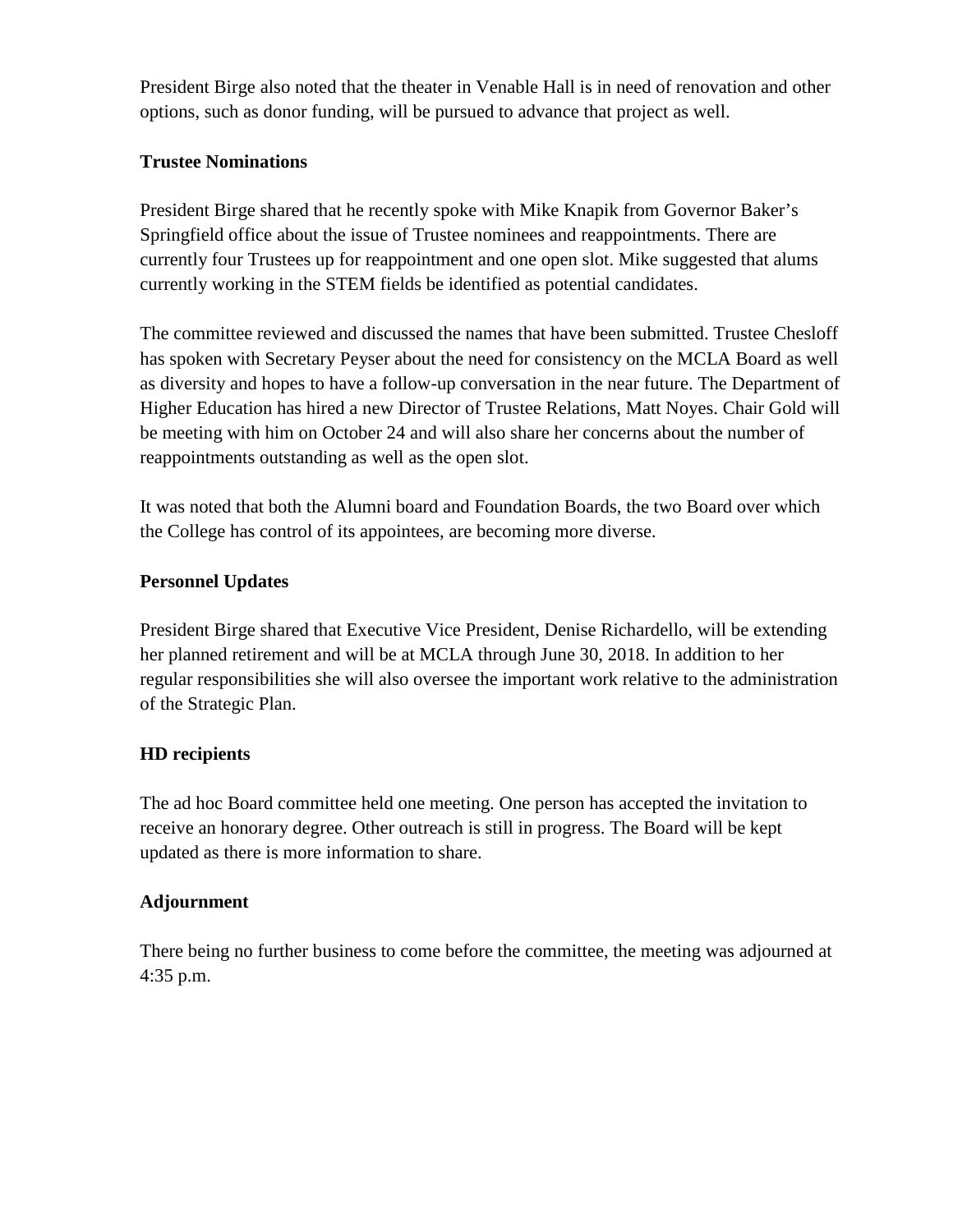President Birge also noted that the theater in Venable Hall is in need of renovation and other options, such as donor funding, will be pursued to advance that project as well.

**Trustee Nominations**

President Birge shared that he recently spoke with Mike Knapik from Governor Baker's Springfield office about the issue of Trustee nominees and reappointments. There are currently four Trustees up for reappointment and one open slot. Mike suggested that alums currently working in the STEM fields be identified as potential candidates.

The committee reviewed and discussed the names that have been submitted. Trustee Chesloff has spoken with Secretary Peyser about the need for consistency on the MCLA Board as well as diversity and hopes to have a follow-up conversation in the near future. The Department of Higher Education has hired a new Director of Trustee Relations, Matt Noyes. Chair Gold will be meeting with him on October 24 and will also share her concerns about the number of reappointments outstanding as well as the open slot.

It was noted that both the Alumni board and Foundation Boards, the two Board over which the College has control of its appointees, are becoming more diverse.

**Personnel Updates**

President Birge shared that Executive Vice President, Denise Richardello, will be extending her planned retirement and will be at MCLA through June 30, 2018. In addition to her regular responsibilities she will also oversee the important work relative to the administration of the Strategic Plan.

**HD recipients**

The ad hoc Board committee held one meeting. One person has accepted the invitation to receive an honorary degree. Other outreach is still in progress. The Board will be kept updated as there is more information to share.

**Adjournment**

There being no further business to come before the committee, the meeting was adjourned at 4:35 p.m.